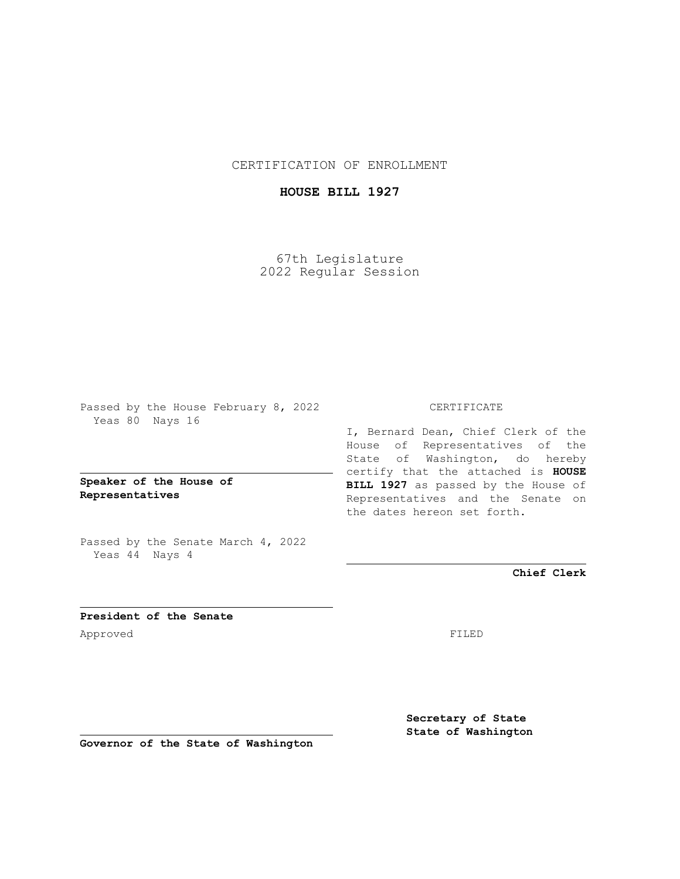CERTIFICATION OF ENROLLMENT

**HOUSE BILL 1927**

67th Legislature
2022 Regular Session

Passed by the House February 8, 2022
Yeas 80 Nays 16

**Speaker of the House of Representatives**

Passed by the Senate March 4, 2022
Yeas 44 Nays 4

**President of the Senate**

Approved

**Governor of the State of Washington**

CERTIFICATE

I, Bernard Dean, Chief Clerk of the House of Representatives of the State of Washington, do hereby certify that the attached is **HOUSE BILL 1927** as passed by the House of Representatives and the Senate on the dates hereon set forth.

**Chief Clerk**

FILED

**Secretary of State**
**State of Washington**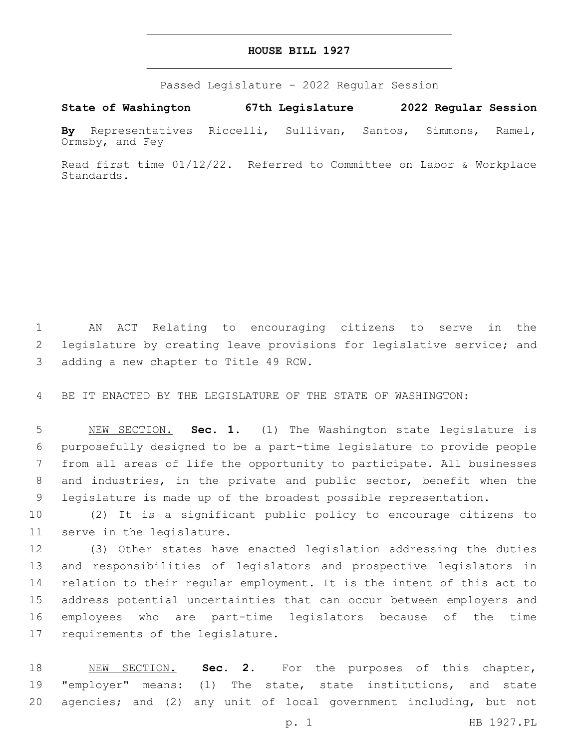# HOUSE BILL 1927

Passed Legislature - 2022 Regular Session

**State of Washington 67th Legislature 2022 Regular Session**

**By** Representatives Riccelli, Sullivan, Santos, Simmons, Ramel, Ormsby, and Fey

Read first time 01/12/22. Referred to Committee on Labor & Workplace Standards.

AN ACT Relating to encouraging citizens to serve in the legislature by creating leave provisions for legislative service; and adding a new chapter to Title 49 RCW.

BE IT ENACTED BY THE LEGISLATURE OF THE STATE OF WASHINGTON:

NEW SECTION. **Sec. 1.** (1) The Washington state legislature is purposefully designed to be a part-time legislature to provide people from all areas of life the opportunity to participate. All businesses and industries, in the private and public sector, benefit when the legislature is made up of the broadest possible representation.

(2) It is a significant public policy to encourage citizens to serve in the legislature.

(3) Other states have enacted legislation addressing the duties and responsibilities of legislators and prospective legislators in relation to their regular employment. It is the intent of this act to address potential uncertainties that can occur between employers and employees who are part-time legislators because of the time requirements of the legislature.

NEW SECTION. **Sec. 2.** For the purposes of this chapter, "employer" means: (1) The state, state institutions, and state agencies; and (2) any unit of local government including, but not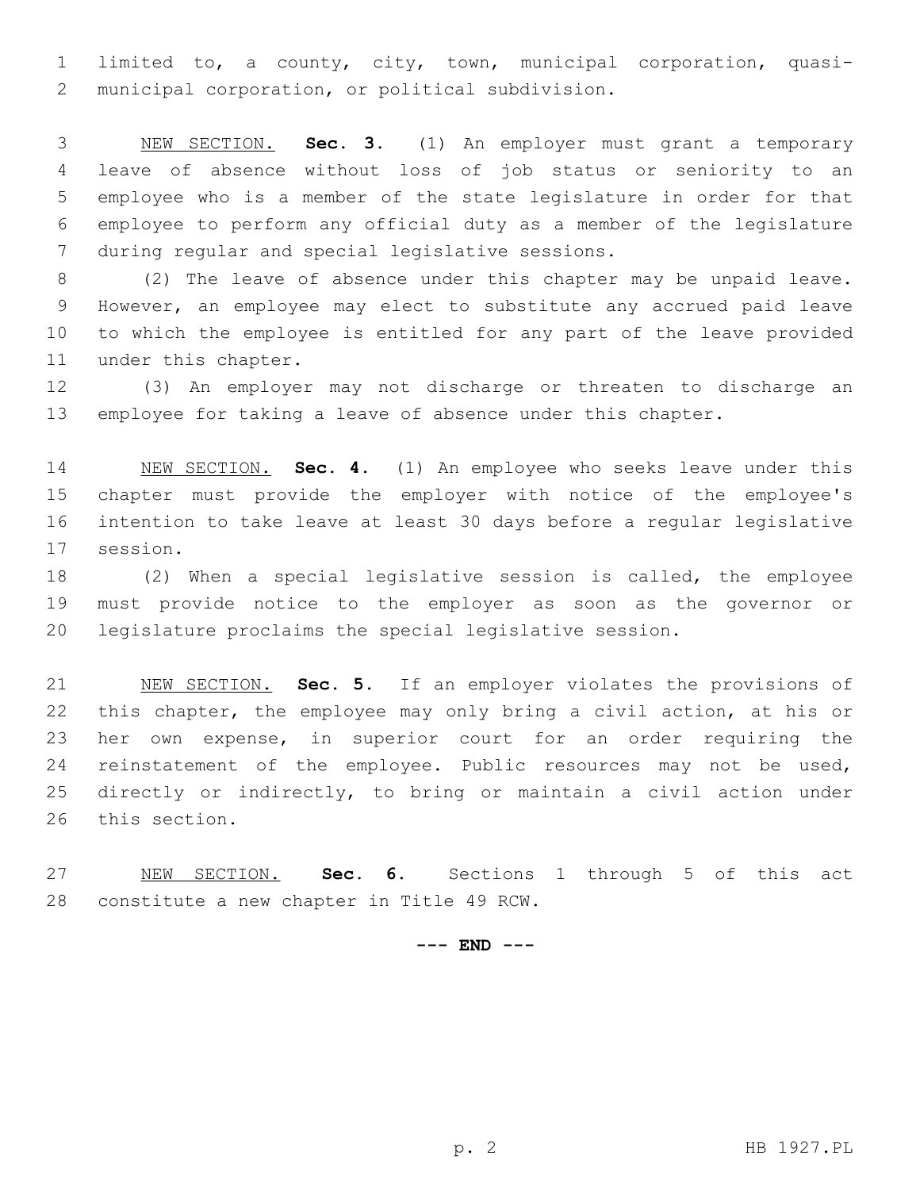limited to, a county, city, town, municipal corporation, quasi-municipal corporation, or political subdivision.

NEW SECTION. **Sec. 3.** (1) An employer must grant a temporary leave of absence without loss of job status or seniority to an employee who is a member of the state legislature in order for that employee to perform any official duty as a member of the legislature during regular and special legislative sessions.

(2) The leave of absence under this chapter may be unpaid leave. However, an employee may elect to substitute any accrued paid leave to which the employee is entitled for any part of the leave provided under this chapter.

(3) An employer may not discharge or threaten to discharge an employee for taking a leave of absence under this chapter.

NEW SECTION. **Sec. 4.** (1) An employee who seeks leave under this chapter must provide the employer with notice of the employee's intention to take leave at least 30 days before a regular legislative session.

(2) When a special legislative session is called, the employee must provide notice to the employer as soon as the governor or legislature proclaims the special legislative session.

NEW SECTION. **Sec. 5.** If an employer violates the provisions of this chapter, the employee may only bring a civil action, at his or her own expense, in superior court for an order requiring the reinstatement of the employee. Public resources may not be used, directly or indirectly, to bring or maintain a civil action under this section.

NEW SECTION. **Sec. 6.** Sections 1 through 5 of this act constitute a new chapter in Title 49 RCW.

**--- END ---**